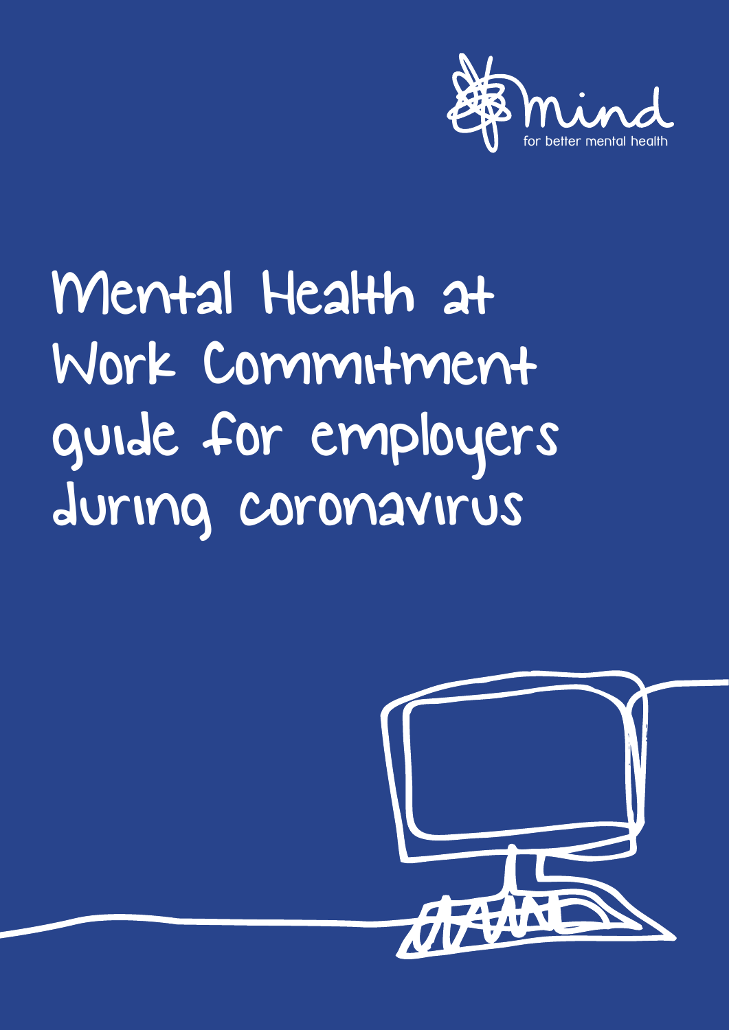mind
for better mental health

# Mental Health at Work Commitment guide for employers during coronavirus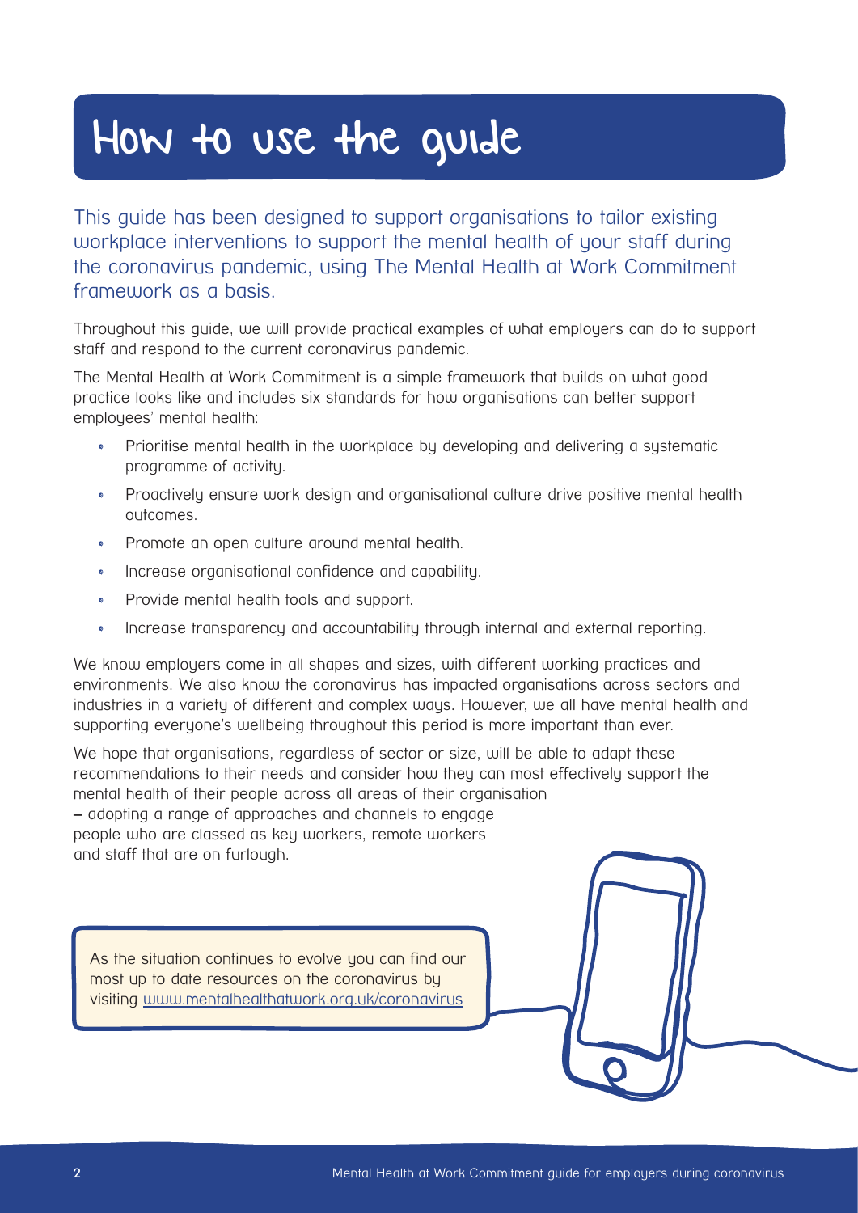# How to use the guide

This guide has been designed to support organisations to tailor existing workplace interventions to support the mental health of your staff during the coronavirus pandemic, using The Mental Health at Work Commitment framework as a basis.

Throughout this guide, we will provide practical examples of what employers can do to support staff and respond to the current coronavirus pandemic.

The Mental Health at Work Commitment is a simple framework that builds on what good practice looks like and includes six standards for how organisations can better support employees' mental health:

- Prioritise mental health in the workplace by developing and delivering a systematic programme of activity.
- Proactively ensure work design and organisational culture drive positive mental health outcomes.
- Promote an open culture around mental health.
- Increase organisational confidence and capability.
- Provide mental health tools and support.
- Increase transparency and accountability through internal and external reporting.

We know employers come in all shapes and sizes, with different working practices and environments. We also know the coronavirus has impacted organisations across sectors and industries in a variety of different and complex ways. However, we all have mental health and supporting everyone's wellbeing throughout this period is more important than ever.

We hope that organisations, regardless of sector or size, will be able to adapt these recommendations to their needs and consider how they can most effectively support the mental health of their people across all areas of their organisation – adopting a range of approaches and channels to engage people who are classed as key workers, remote workers and staff that are on furlough.

As the situation continues to evolve you can find our most up to date resources on the coronavirus by visiting www.mentalhealthatwork.org.uk/coronavirus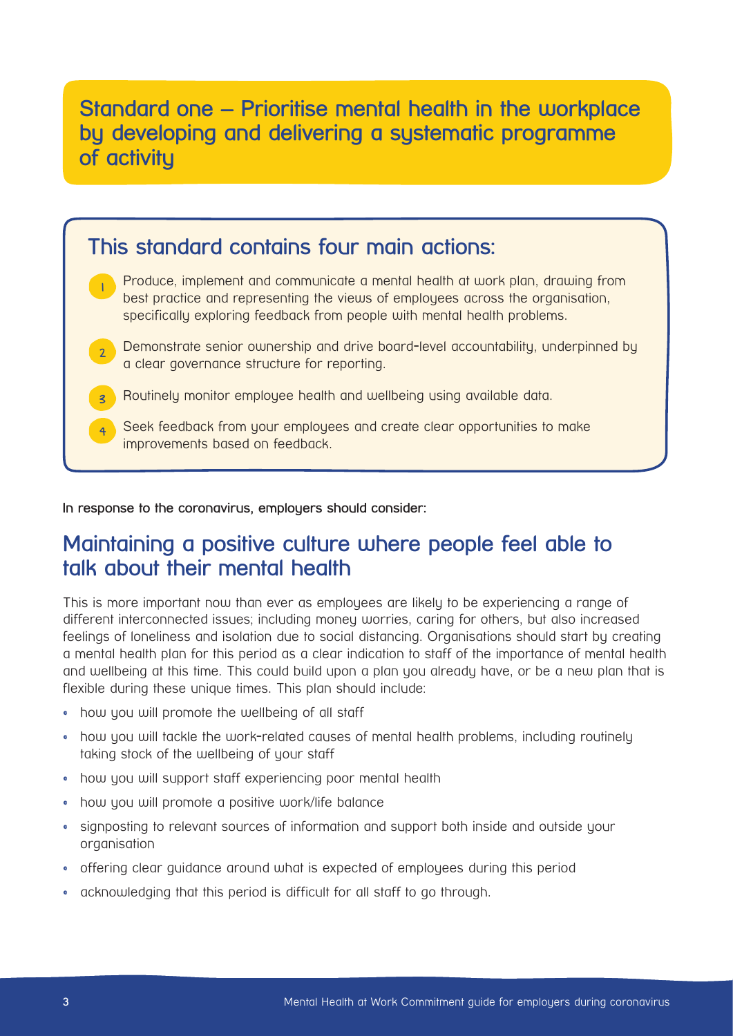## Standard one – Prioritise mental health in the workplace by developing and delivering a systematic programme of activity

### This standard contains four main actions:

1. Produce, implement and communicate a mental health at work plan, drawing from best practice and representing the views of employees across the organisation, specifically exploring feedback from people with mental health problems.
2. Demonstrate senior ownership and drive board-level accountability, underpinned by a clear governance structure for reporting.
3. Routinely monitor employee health and wellbeing using available data.
4. Seek feedback from your employees and create clear opportunities to make improvements based on feedback.

**In response to the coronavirus, employers should consider:**

## Maintaining a positive culture where people feel able to talk about their mental health

This is more important now than ever as employees are likely to be experiencing a range of different interconnected issues; including money worries, caring for others, but also increased feelings of loneliness and isolation due to social distancing. Organisations should start by creating a mental health plan for this period as a clear indication to staff of the importance of mental health and wellbeing at this time. This could build upon a plan you already have, or be a new plan that is flexible during these unique times. This plan should include:

- how you will promote the wellbeing of all staff
- how you will tackle the work-related causes of mental health problems, including routinely taking stock of the wellbeing of your staff
- how you will support staff experiencing poor mental health
- how you will promote a positive work/life balance
- signposting to relevant sources of information and support both inside and outside your organisation
- offering clear guidance around what is expected of employees during this period
- acknowledging that this period is difficult for all staff to go through.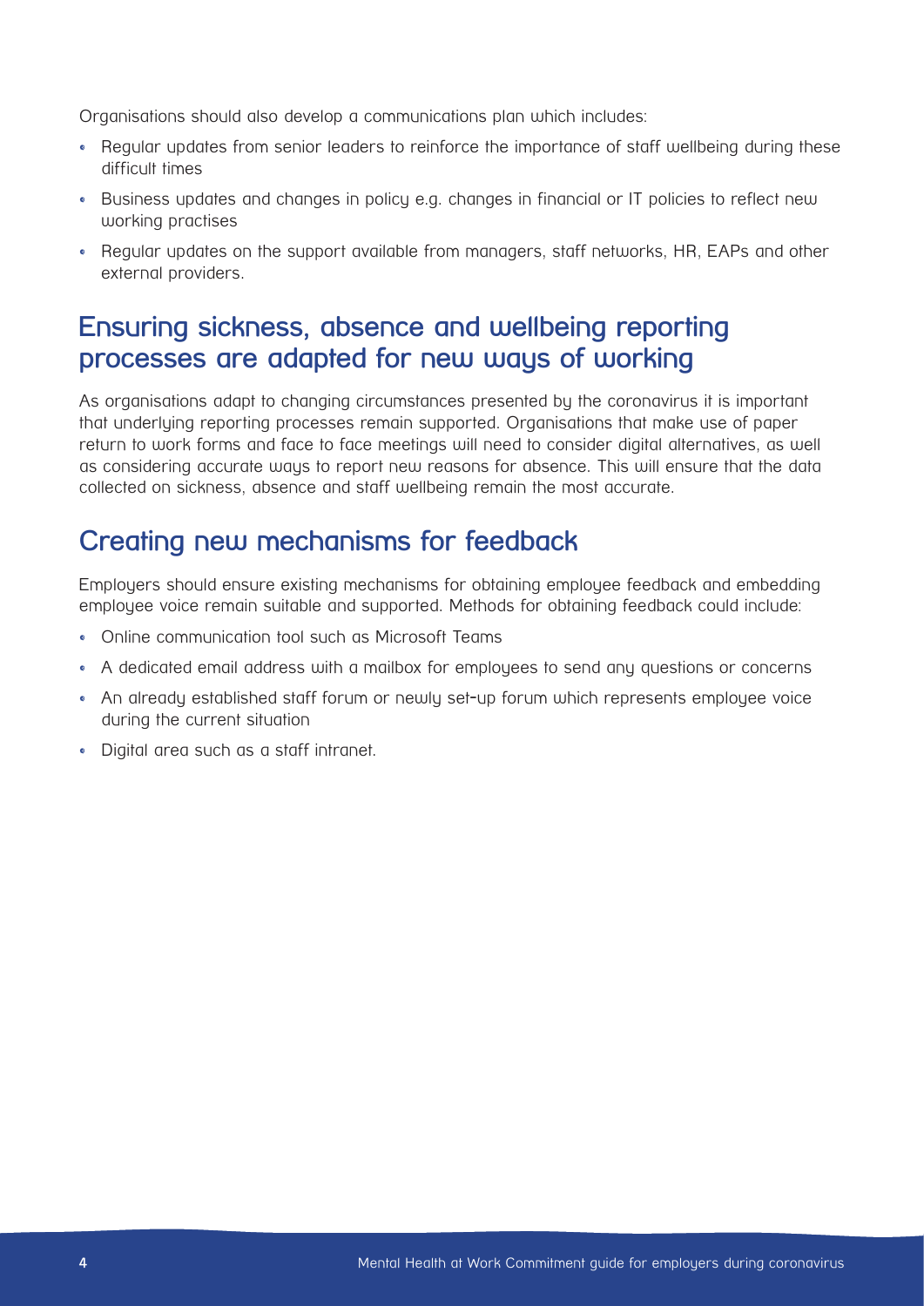Organisations should also develop a communications plan which includes:

- Regular updates from senior leaders to reinforce the importance of staff wellbeing during these difficult times
- Business updates and changes in policy e.g. changes in financial or IT policies to reflect new working practises
- Regular updates on the support available from managers, staff networks, HR, EAPs and other external providers.

## Ensuring sickness, absence and wellbeing reporting processes are adapted for new ways of working

As organisations adapt to changing circumstances presented by the coronavirus it is important that underlying reporting processes remain supported. Organisations that make use of paper return to work forms and face to face meetings will need to consider digital alternatives, as well as considering accurate ways to report new reasons for absence. This will ensure that the data collected on sickness, absence and staff wellbeing remain the most accurate.

## Creating new mechanisms for feedback

Employers should ensure existing mechanisms for obtaining employee feedback and embedding employee voice remain suitable and supported. Methods for obtaining feedback could include:

- Online communication tool such as Microsoft Teams
- A dedicated email address with a mailbox for employees to send any questions or concerns
- An already established staff forum or newly set-up forum which represents employee voice during the current situation
- Digital area such as a staff intranet.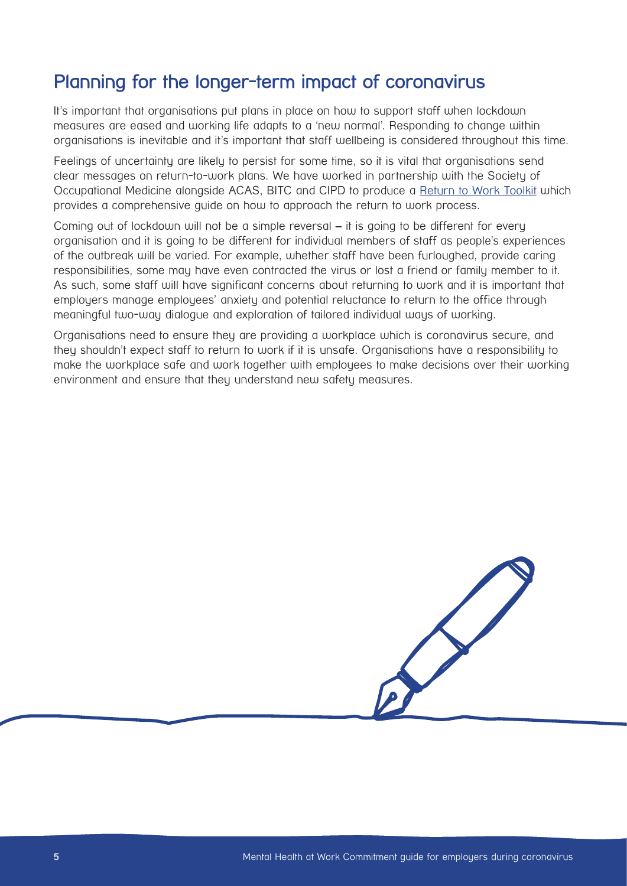## Planning for the longer-term impact of coronavirus

It's important that organisations put plans in place on how to support staff when lockdown measures are eased and working life adapts to a 'new normal'. Responding to change within organisations is inevitable and it's important that staff wellbeing is considered throughout this time.

Feelings of uncertainty are likely to persist for some time, so it is vital that organisations send clear messages on return-to-work plans. We have worked in partnership with the Society of Occupational Medicine alongside ACAS, BITC and CIPD to produce a Return to Work Toolkit which provides a comprehensive guide on how to approach the return to work process.

Coming out of lockdown will not be a simple reversal – it is going to be different for every organisation and it is going to be different for individual members of staff as people's experiences of the outbreak will be varied. For example, whether staff have been furloughed, provide caring responsibilities, some may have even contracted the virus or lost a friend or family member to it. As such, some staff will have significant concerns about returning to work and it is important that employers manage employees' anxiety and potential reluctance to return to the office through meaningful two-way dialogue and exploration of tailored individual ways of working.

Organisations need to ensure they are providing a workplace which is coronavirus secure, and they shouldn't expect staff to return to work if it is unsafe. Organisations have a responsibility to make the workplace safe and work together with employees to make decisions over their working environment and ensure that they understand new safety measures.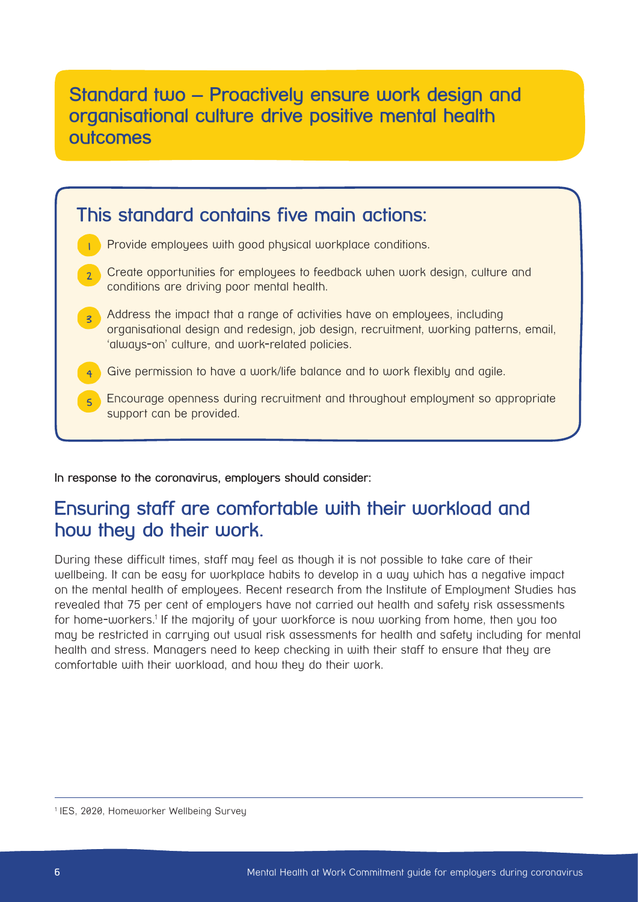## Standard two – Proactively ensure work design and organisational culture drive positive mental health outcomes

### This standard contains five main actions:

1. Provide employees with good physical workplace conditions.
2. Create opportunities for employees to feedback when work design, culture and conditions are driving poor mental health.
3. Address the impact that a range of activities have on employees, including organisational design and redesign, job design, recruitment, working patterns, email, 'always-on' culture, and work-related policies.
4. Give permission to have a work/life balance and to work flexibly and agile.
5. Encourage openness during recruitment and throughout employment so appropriate support can be provided.

**In response to the coronavirus, employers should consider:**

## Ensuring staff are comfortable with their workload and how they do their work.

During these difficult times, staff may feel as though it is not possible to take care of their wellbeing. It can be easy for workplace habits to develop in a way which has a negative impact on the mental health of employees. Recent research from the Institute of Employment Studies has revealed that 75 per cent of employers have not carried out health and safety risk assessments for home-workers.[1] If the majority of your workforce is now working from home, then you too may be restricted in carrying out usual risk assessments for health and safety including for mental health and stress. Managers need to keep checking in with their staff to ensure that they are comfortable with their workload, and how they do their work.

[1] IES, 2020, Homeworker Wellbeing Survey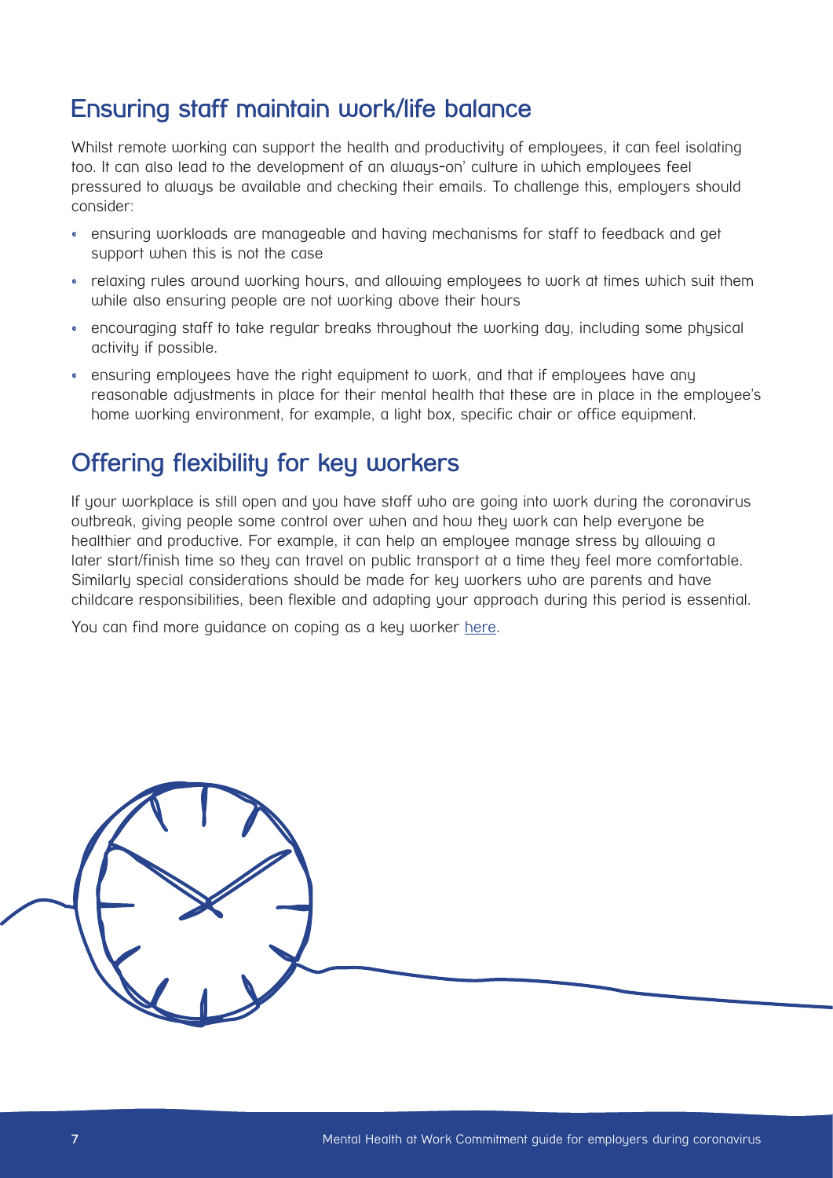## Ensuring staff maintain work/life balance

Whilst remote working can support the health and productivity of employees, it can feel isolating too. It can also lead to the development of an always-on' culture in which employees feel pressured to always be available and checking their emails. To challenge this, employers should consider:

- ensuring workloads are manageable and having mechanisms for staff to feedback and get support when this is not the case
- relaxing rules around working hours, and allowing employees to work at times which suit them while also ensuring people are not working above their hours
- encouraging staff to take regular breaks throughout the working day, including some physical activity if possible.
- ensuring employees have the right equipment to work, and that if employees have any reasonable adjustments in place for their mental health that these are in place in the employee's home working environment, for example, a light box, specific chair or office equipment.

## Offering flexibility for key workers

If your workplace is still open and you have staff who are going into work during the coronavirus outbreak, giving people some control over when and how they work can help everyone be healthier and productive. For example, it can help an employee manage stress by allowing a later start/finish time so they can travel on public transport at a time they feel more comfortable. Similarly special considerations should be made for key workers who are parents and have childcare responsibilities, been flexible and adapting your approach during this period is essential.

You can find more guidance on coping as a key worker here.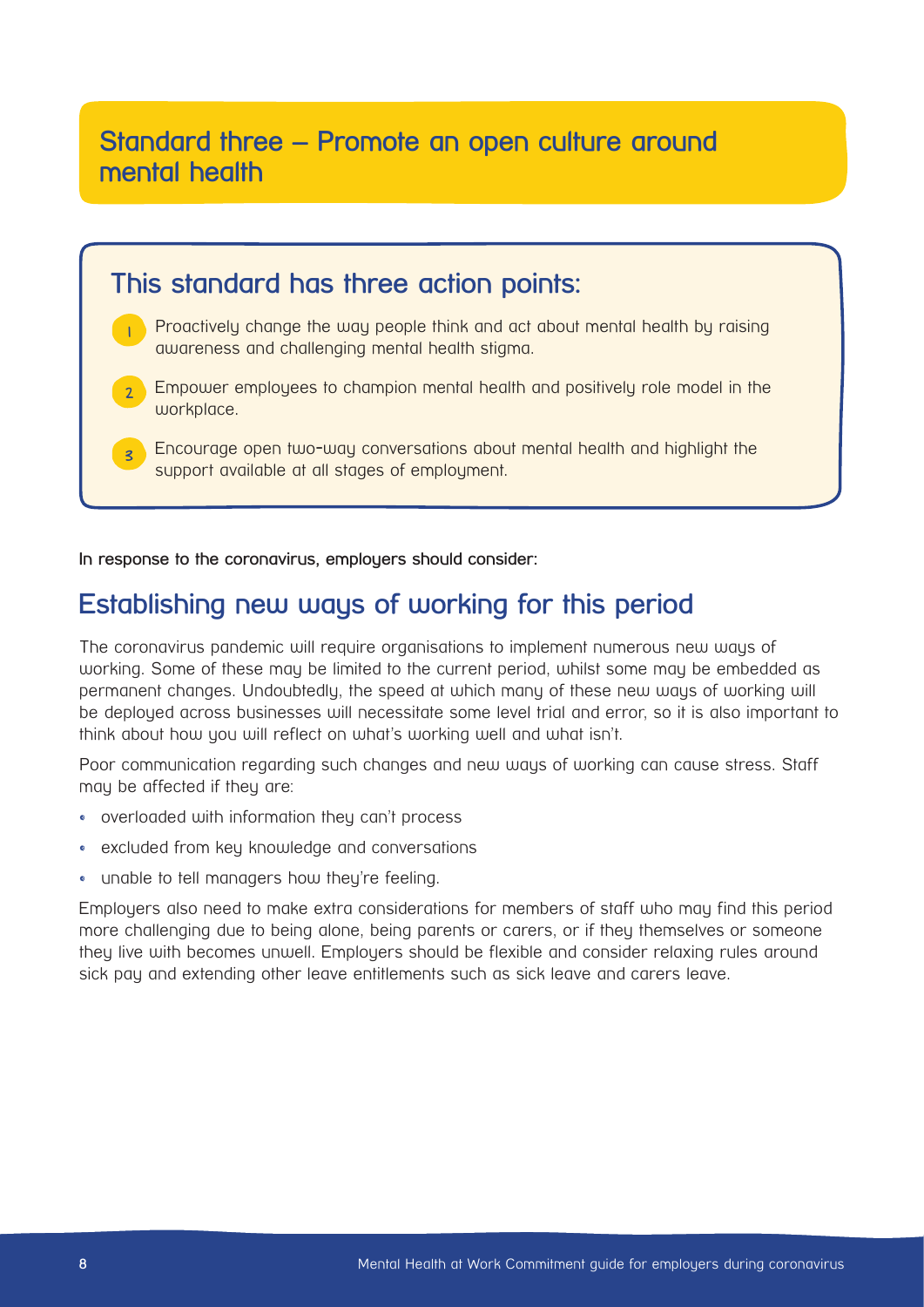## Standard three – Promote an open culture around mental health

### This standard has three action points:

1. Proactively change the way people think and act about mental health by raising awareness and challenging mental health stigma.
2. Empower employees to champion mental health and positively role model in the workplace.
3. Encourage open two-way conversations about mental health and highlight the support available at all stages of employment.

**In response to the coronavirus, employers should consider:**

## Establishing new ways of working for this period

The coronavirus pandemic will require organisations to implement numerous new ways of working. Some of these may be limited to the current period, whilst some may be embedded as permanent changes. Undoubtedly, the speed at which many of these new ways of working will be deployed across businesses will necessitate some level trial and error, so it is also important to think about how you will reflect on what's working well and what isn't.

Poor communication regarding such changes and new ways of working can cause stress. Staff may be affected if they are:

- overloaded with information they can't process
- excluded from key knowledge and conversations
- unable to tell managers how they're feeling.

Employers also need to make extra considerations for members of staff who may find this period more challenging due to being alone, being parents or carers, or if they themselves or someone they live with becomes unwell. Employers should be flexible and consider relaxing rules around sick pay and extending other leave entitlements such as sick leave and carers leave.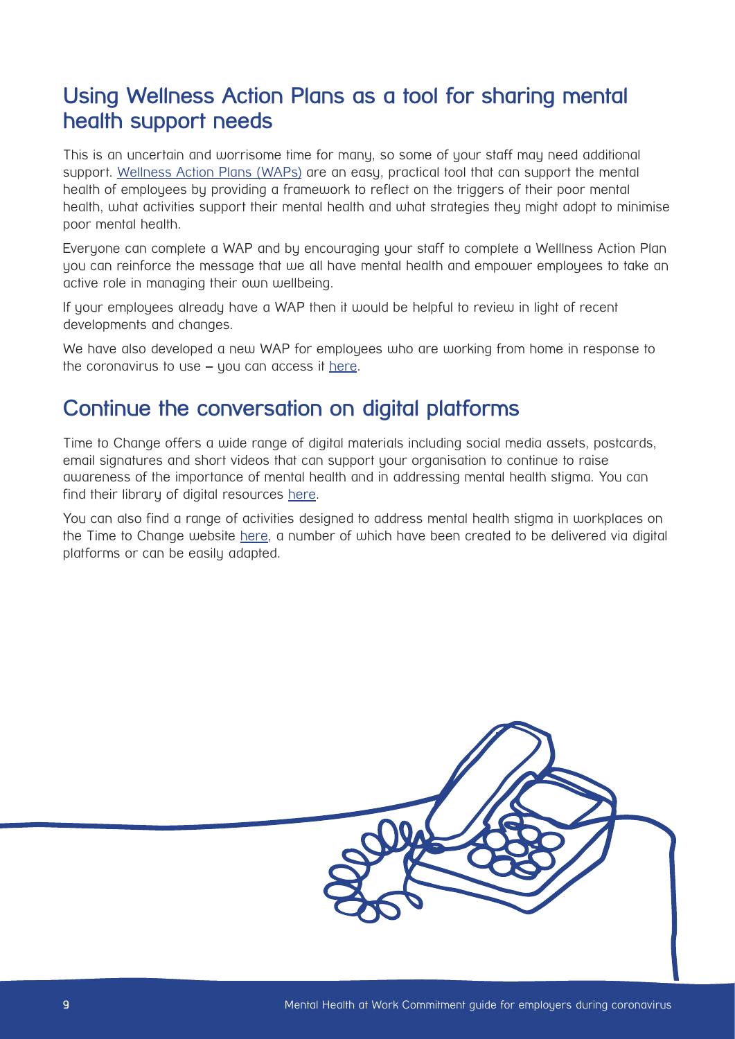## Using Wellness Action Plans as a tool for sharing mental health support needs

This is an uncertain and worrisome time for many, so some of your staff may need additional support. Wellness Action Plans (WAPs) are an easy, practical tool that can support the mental health of employees by providing a framework to reflect on the triggers of their poor mental health, what activities support their mental health and what strategies they might adopt to minimise poor mental health.

Everyone can complete a WAP and by encouraging your staff to complete a Welllness Action Plan you can reinforce the message that we all have mental health and empower employees to take an active role in managing their own wellbeing.

If your employees already have a WAP then it would be helpful to review in light of recent developments and changes.

We have also developed a new WAP for employees who are working from home in response to the coronavirus to use – you can access it here.

## Continue the conversation on digital platforms

Time to Change offers a wide range of digital materials including social media assets, postcards, email signatures and short videos that can support your organisation to continue to raise awareness of the importance of mental health and in addressing mental health stigma. You can find their library of digital resources here.

You can also find a range of activities designed to address mental health stigma in workplaces on the Time to Change website here, a number of which have been created to be delivered via digital platforms or can be easily adapted.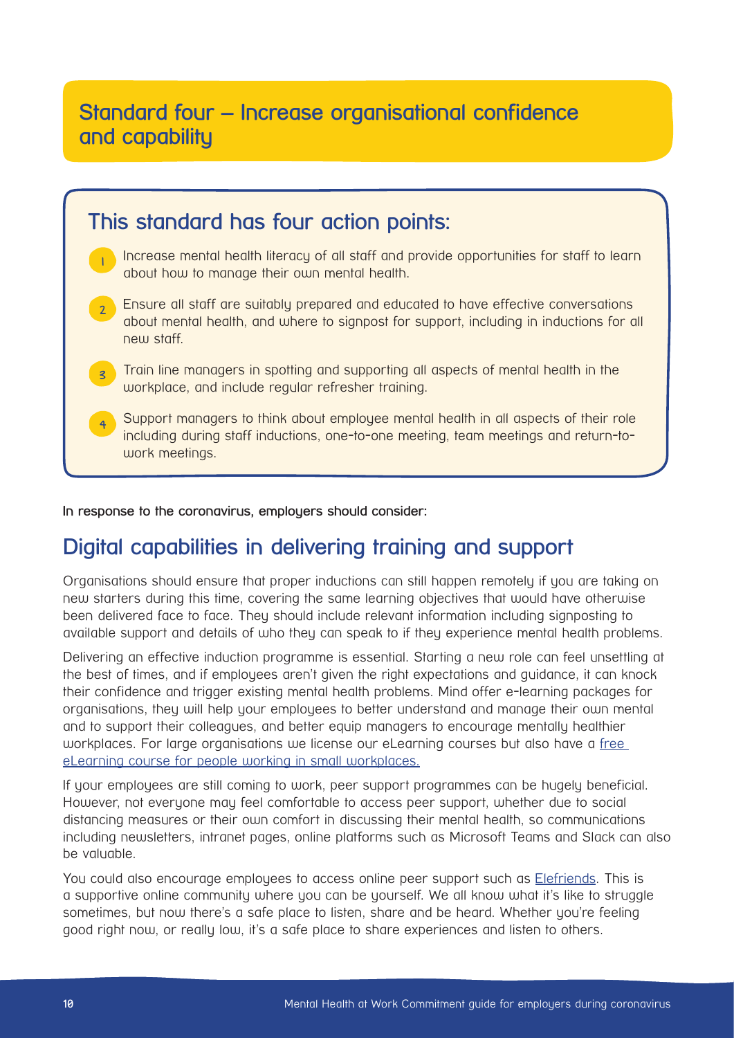## Standard four – Increase organisational confidence and capability

### This standard has four action points:

1. Increase mental health literacy of all staff and provide opportunities for staff to learn about how to manage their own mental health.
2. Ensure all staff are suitably prepared and educated to have effective conversations about mental health, and where to signpost for support, including in inductions for all new staff.
3. Train line managers in spotting and supporting all aspects of mental health in the workplace, and include regular refresher training.
4. Support managers to think about employee mental health in all aspects of their role including during staff inductions, one-to-one meeting, team meetings and return-to-work meetings.

**In response to the coronavirus, employers should consider:**

## Digital capabilities in delivering training and support

Organisations should ensure that proper inductions can still happen remotely if you are taking on new starters during this time, covering the same learning objectives that would have otherwise been delivered face to face. They should include relevant information including signposting to available support and details of who they can speak to if they experience mental health problems.

Delivering an effective induction programme is essential. Starting a new role can feel unsettling at the best of times, and if employees aren't given the right expectations and guidance, it can knock their confidence and trigger existing mental health problems. Mind offer e-learning packages for organisations, they will help your employees to better understand and manage their own mental and to support their colleagues, and better equip managers to encourage mentally healthier workplaces. For large organisations we license our eLearning courses but also have a free eLearning course for people working in small workplaces.

If your employees are still coming to work, peer support programmes can be hugely beneficial. However, not everyone may feel comfortable to access peer support, whether due to social distancing measures or their own comfort in discussing their mental health, so communications including newsletters, intranet pages, online platforms such as Microsoft Teams and Slack can also be valuable.

You could also encourage employees to access online peer support such as Elefriends. This is a supportive online community where you can be yourself. We all know what it's like to struggle sometimes, but now there's a safe place to listen, share and be heard. Whether you're feeling good right now, or really low, it's a safe place to share experiences and listen to others.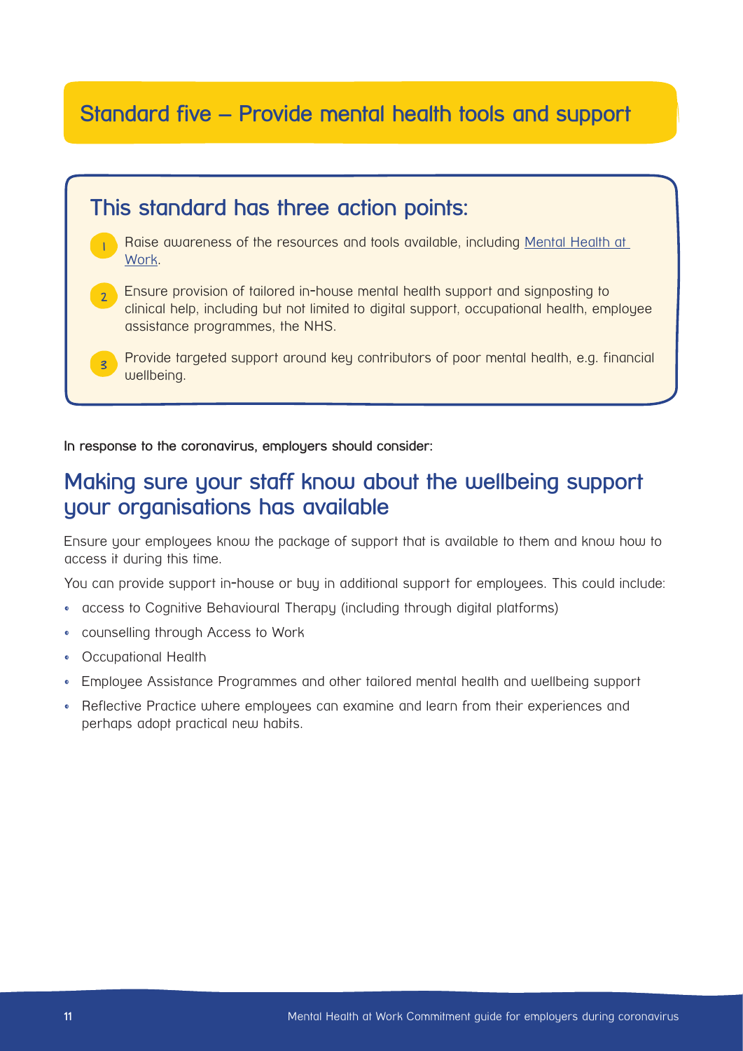## Standard five – Provide mental health tools and support

### This standard has three action points:

1. Raise awareness of the resources and tools available, including [Mental Health at Work](Mental Health at Work).
2. Ensure provision of tailored in-house mental health support and signposting to clinical help, including but not limited to digital support, occupational health, employee assistance programmes, the NHS.
3. Provide targeted support around key contributors of poor mental health, e.g. financial wellbeing.

**In response to the coronavirus, employers should consider:**

## Making sure your staff know about the wellbeing support your organisations has available

Ensure your employees know the package of support that is available to them and know how to access it during this time.

You can provide support in-house or buy in additional support for employees. This could include:

- access to Cognitive Behavioural Therapy (including through digital platforms)
- counselling through Access to Work
- Occupational Health
- Employee Assistance Programmes and other tailored mental health and wellbeing support
- Reflective Practice where employees can examine and learn from their experiences and perhaps adopt practical new habits.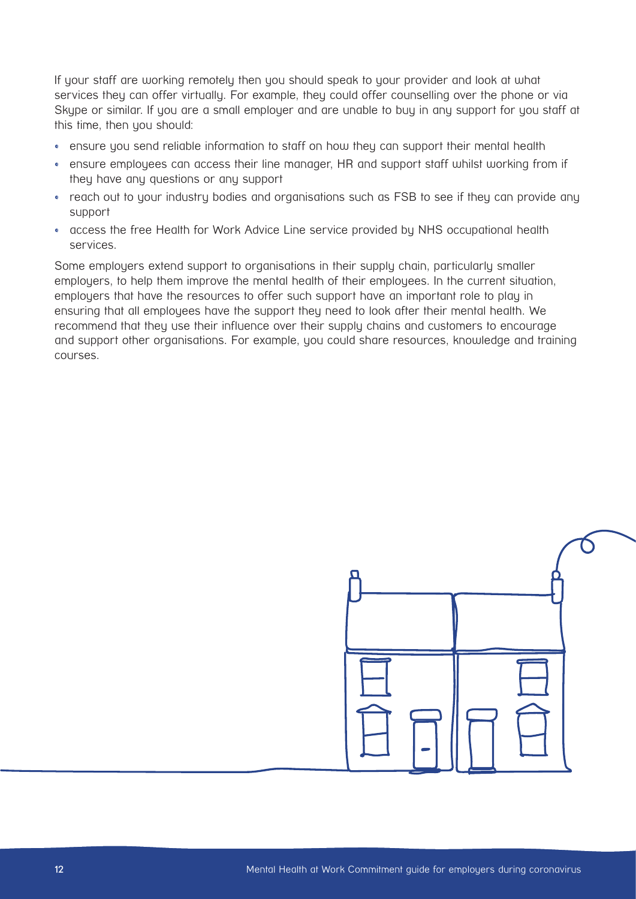If your staff are working remotely then you should speak to your provider and look at what services they can offer virtually. For example, they could offer counselling over the phone or via Skype or similar. If you are a small employer and are unable to buy in any support for you staff at this time, then you should:

- ensure you send reliable information to staff on how they can support their mental health
- ensure employees can access their line manager, HR and support staff whilst working from if they have any questions or any support
- reach out to your industry bodies and organisations such as FSB to see if they can provide any support
- access the free Health for Work Advice Line service provided by NHS occupational health services.

Some employers extend support to organisations in their supply chain, particularly smaller employers, to help them improve the mental health of their employees. In the current situation, employers that have the resources to offer such support have an important role to play in ensuring that all employees have the support they need to look after their mental health. We recommend that they use their influence over their supply chains and customers to encourage and support other organisations. For example, you could share resources, knowledge and training courses.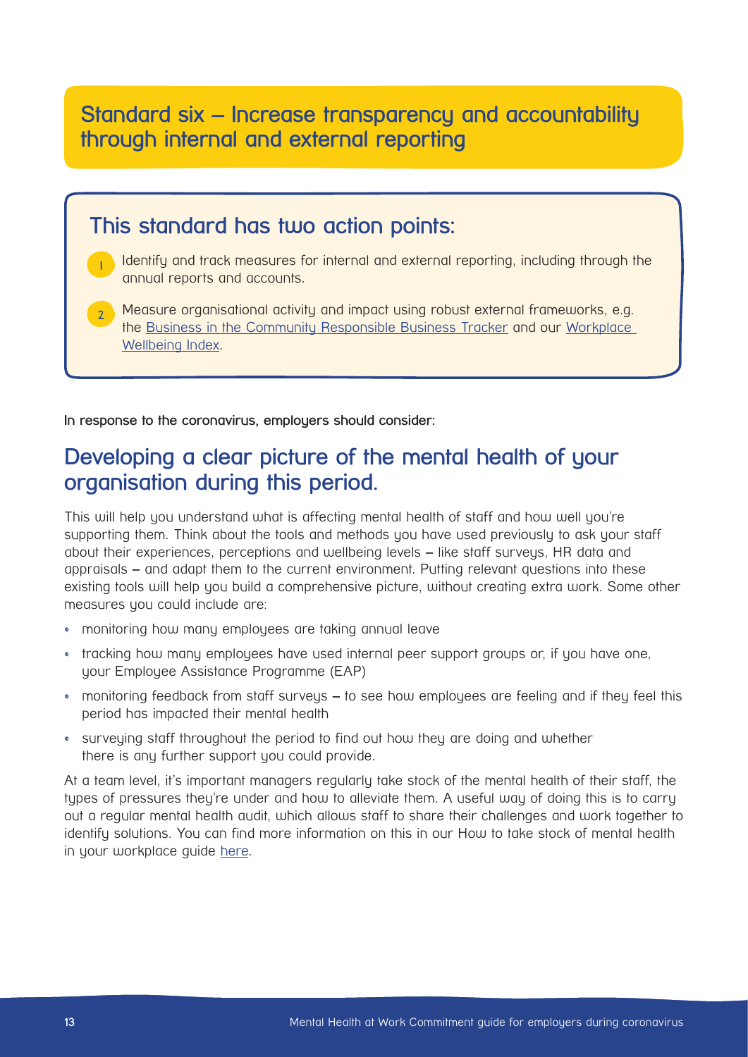## Standard six – Increase transparency and accountability through internal and external reporting

### This standard has two action points:

1. Identify and track measures for internal and external reporting, including through the annual reports and accounts.
2. Measure organisational activity and impact using robust external frameworks, e.g. the Business in the Community Responsible Business Tracker and our Workplace Wellbeing Index.

**In response to the coronavirus, employers should consider:**

## Developing a clear picture of the mental health of your organisation during this period.

This will help you understand what is affecting mental health of staff and how well you're supporting them. Think about the tools and methods you have used previously to ask your staff about their experiences, perceptions and wellbeing levels – like staff surveys, HR data and appraisals – and adapt them to the current environment. Putting relevant questions into these existing tools will help you build a comprehensive picture, without creating extra work. Some other measures you could include are:

- monitoring how many employees are taking annual leave
- tracking how many employees have used internal peer support groups or, if you have one, your Employee Assistance Programme (EAP)
- monitoring feedback from staff surveys – to see how employees are feeling and if they feel this period has impacted their mental health
- surveying staff throughout the period to find out how they are doing and whether there is any further support you could provide.

At a team level, it's important managers regularly take stock of the mental health of their staff, the types of pressures they're under and how to alleviate them. A useful way of doing this is to carry out a regular mental health audit, which allows staff to share their challenges and work together to identify solutions. You can find more information on this in our How to take stock of mental health in your workplace guide here.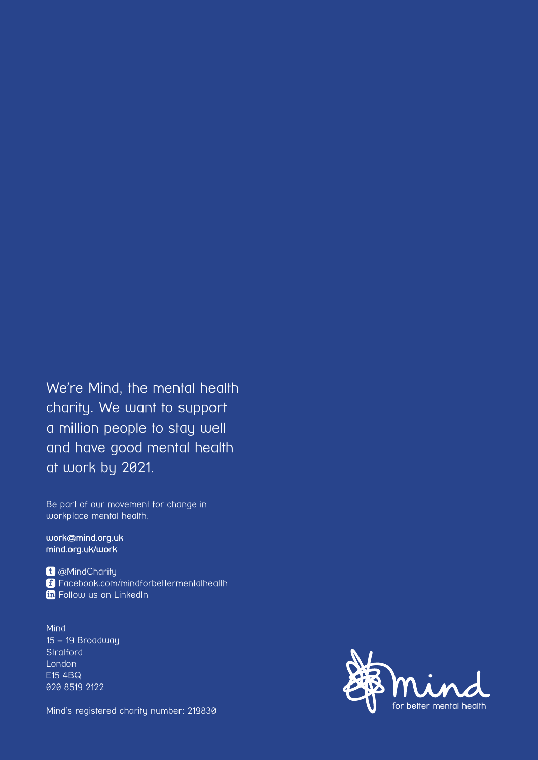We're Mind, the mental health charity. We want to support a million people to stay well and have good mental health at work by 2021.

Be part of our movement for change in workplace mental health.

**work@mind.org.uk**
**mind.org.uk/work**

@MindCharity
Facebook.com/mindforbettermentalhealth
Follow us on LinkedIn

Mind
15 – 19 Broadway
Stratford
London
E15 4BQ
020 8519 2122

Mind's registered charity number: 219830

mind
for better mental health